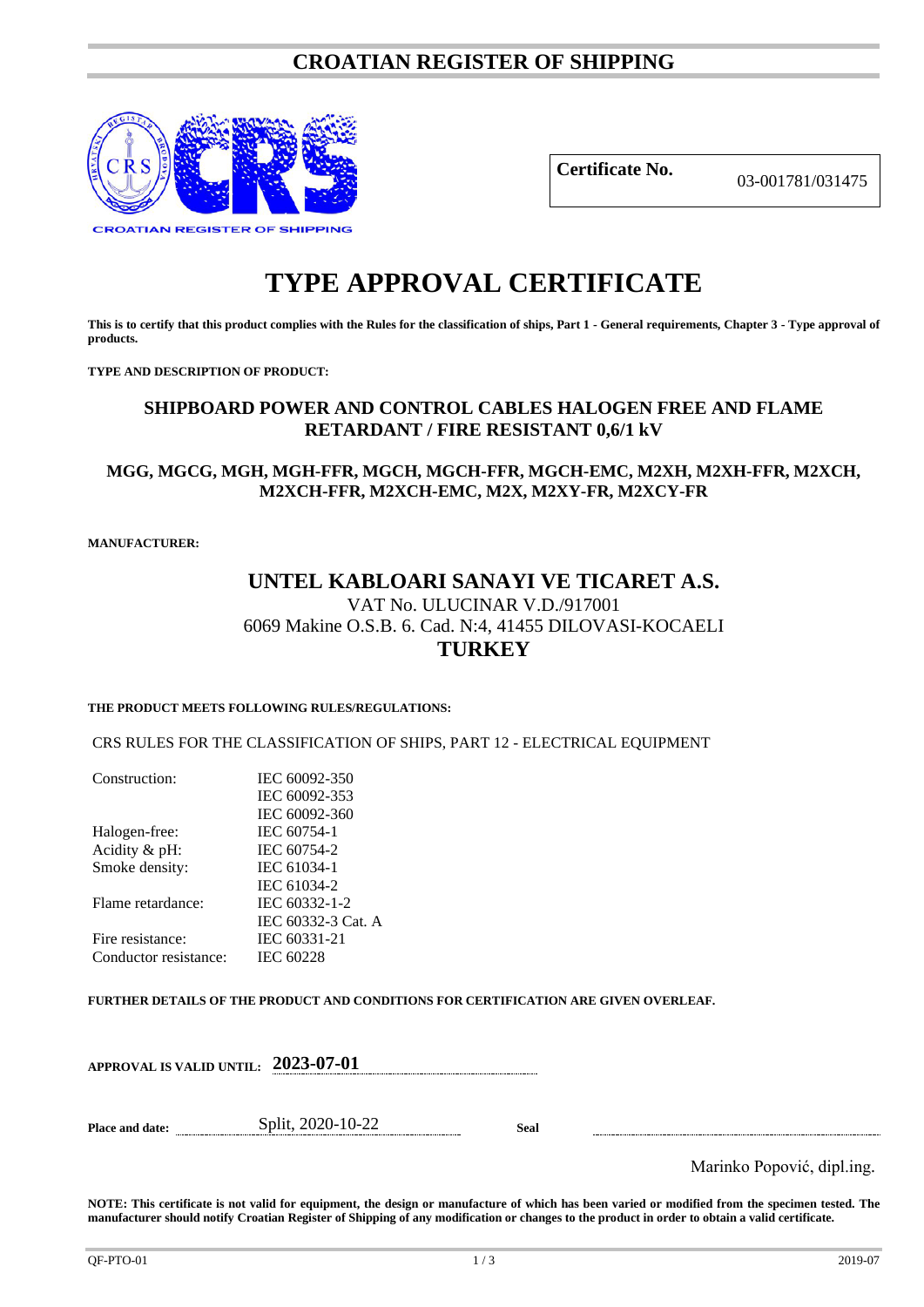# CROATIAN REGISTER OF SHIPPING

CROATIAN REGISTER OF SHIPPING

| Certificate No. | 03-001781/031475 |
|---|---|

# TYPE APPROVAL CERTIFICATE

**This is to certify that this product complies with the Rules for the classification of ships, Part 1 - General requirements, Chapter 3 - Type approval of products.**

**TYPE AND DESCRIPTION OF PRODUCT:**

## SHIPBOARD POWER AND CONTROL CABLES HALOGEN FREE AND FLAME RETARDANT / FIRE RESISTANT 0,6/1 kV

### MGG, MGCG, MGH, MGH-FFR, MGCH, MGCH-FFR, MGCH-EMC, M2XH, M2XH-FFR, M2XCH, M2XCH-FFR, M2XCH-EMC, M2X, M2XY-FR, M2XCY-FR

**MANUFACTURER:**

## UNTEL KABLOARI SANAYI VE TICARET A.S.

VAT No. ULUCINAR V.D./917001
6069 Makine O.S.B. 6. Cad. N:4, 41455 DILOVASI-KOCAELI
**TURKEY**

**THE PRODUCT MEETS FOLLOWING RULES/REGULATIONS:**

CRS RULES FOR THE CLASSIFICATION OF SHIPS, PART 12 - ELECTRICAL EQUIPMENT

| | |
|---|---|
| Construction: | IEC 60092-350 |
| | IEC 60092-353 |
| | IEC 60092-360 |
| Halogen-free: | IEC 60754-1 |
| Acidity & pH: | IEC 60754-2 |
| Smoke density: | IEC 61034-1 |
| | IEC 61034-2 |
| Flame retardance: | IEC 60332-1-2 |
| | IEC 60332-3 Cat. A |
| Fire resistance: | IEC 60331-21 |
| Conductor resistance: | IEC 60228 |

**FURTHER DETAILS OF THE PRODUCT AND CONDITIONS FOR CERTIFICATION ARE GIVEN OVERLEAF.**

**APPROVAL IS VALID UNTIL:** **2023-07-01**

**Place and date:** Split, 2020-10-22 **Seal**

Marinko Popović, dipl.ing.

**NOTE: This certificate is not valid for equipment, the design or manufacture of which has been varied or modified from the specimen tested. The manufacturer should notify Croatian Register of Shipping of any modification or changes to the product in order to obtain a valid certificate.**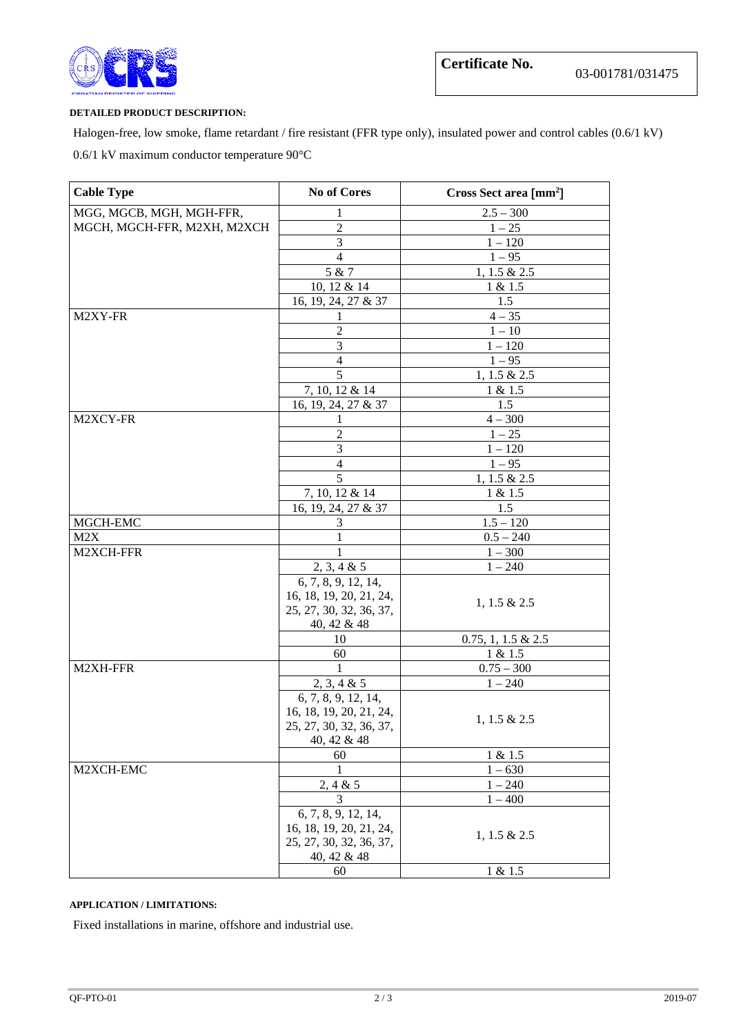**Certificate No.** 03-001781/031475

**DETAILED PRODUCT DESCRIPTION:**

Halogen-free, low smoke, flame retardant / fire resistant (FFR type only), insulated power and control cables (0.6/1 kV)

0.6/1 kV maximum conductor temperature 90°C

| Cable Type | No of Cores | Cross Sect area [mm²] |
|---|---|---|
| MGG, MGCB, MGH, MGH-FFR, MGCH, MGCH-FFR, M2XH, M2XCH | 1 | 2.5 – 300 |
| | 2 | 1 – 25 |
| | 3 | 1 – 120 |
| | 4 | 1 – 95 |
| | 5 & 7 | 1, 1.5 & 2.5 |
| | 10, 12 & 14 | 1 & 1.5 |
| | 16, 19, 24, 27 & 37 | 1.5 |
| M2XY-FR | 1 | 4 – 35 |
| | 2 | 1 – 10 |
| | 3 | 1 – 120 |
| | 4 | 1 – 95 |
| | 5 | 1, 1.5 & 2.5 |
| | 7, 10, 12 & 14 | 1 & 1.5 |
| | 16, 19, 24, 27 & 37 | 1.5 |
| M2XCY-FR | 1 | 4 – 300 |
| | 2 | 1 – 25 |
| | 3 | 1 – 120 |
| | 4 | 1 – 95 |
| | 5 | 1, 1.5 & 2.5 |
| | 7, 10, 12 & 14 | 1 & 1.5 |
| | 16, 19, 24, 27 & 37 | 1.5 |
| MGCH-EMC | 3 | 1.5 – 120 |
| M2X | 1 | 0.5 – 240 |
| M2XCH-FFR | 1 | 1 – 300 |
| | 2, 3, 4 & 5 | 1 – 240 |
| | 6, 7, 8, 9, 12, 14, 16, 18, 19, 20, 21, 24, 25, 27, 30, 32, 36, 37, 40, 42 & 48 | 1, 1.5 & 2.5 |
| | 10 | 0.75, 1, 1.5 & 2.5 |
| | 60 | 1 & 1.5 |
| M2XH-FFR | 1 | 0.75 – 300 |
| | 2, 3, 4 & 5 | 1 – 240 |
| | 6, 7, 8, 9, 12, 14, 16, 18, 19, 20, 21, 24, 25, 27, 30, 32, 36, 37, 40, 42 & 48 | 1, 1.5 & 2.5 |
| | 60 | 1 & 1.5 |
| M2XCH-EMC | 1 | 1 – 630 |
| | 2, 4 & 5 | 1 – 240 |
| | 3 | 1 – 400 |
| | 6, 7, 8, 9, 12, 14, 16, 18, 19, 20, 21, 24, 25, 27, 30, 32, 36, 37, 40, 42 & 48 | 1, 1.5 & 2.5 |
| | 60 | 1 & 1.5 |

**APPLICATION / LIMITATIONS:**

Fixed installations in marine, offshore and industrial use.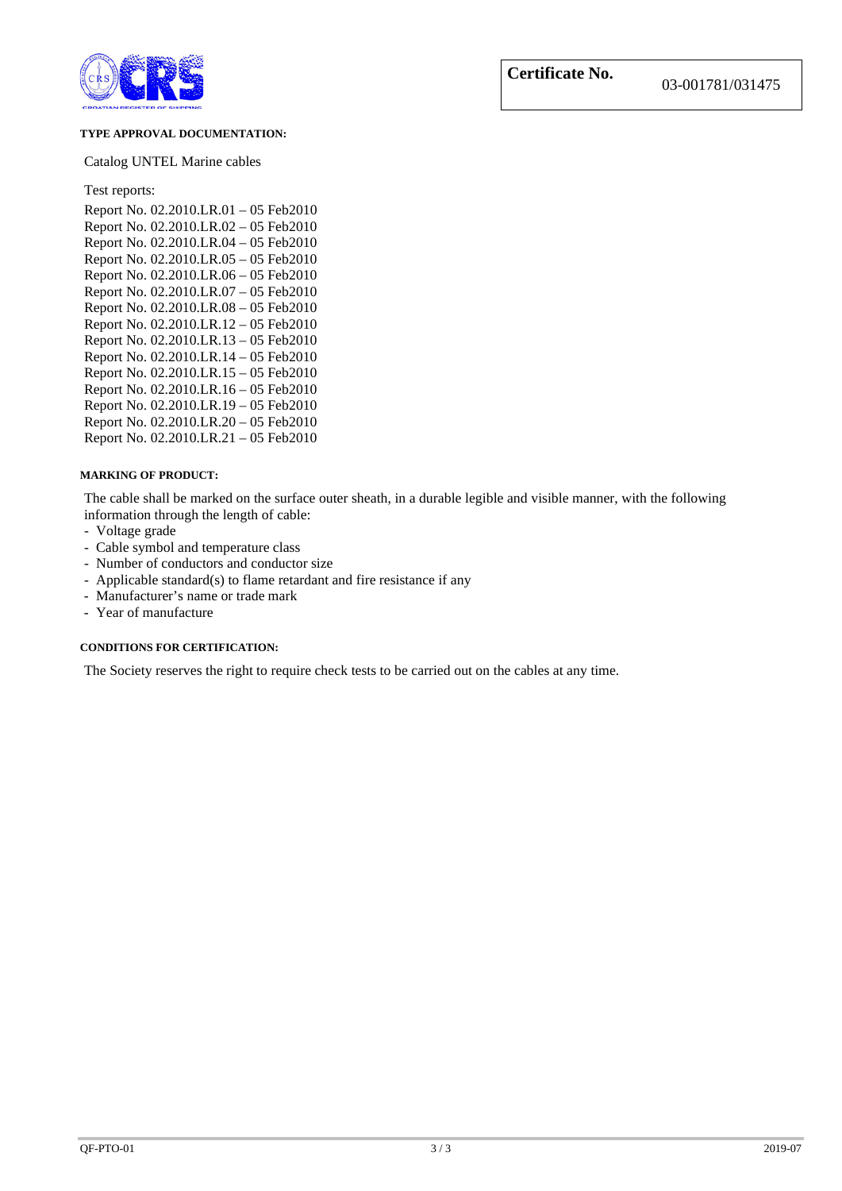**Certificate No.** 03-001781/031475

#### TYPE APPROVAL DOCUMENTATION:

Catalog UNTEL Marine cables

Test reports:

Report No. 02.2010.LR.01 – 05 Feb2010
Report No. 02.2010.LR.02 – 05 Feb2010
Report No. 02.2010.LR.04 – 05 Feb2010
Report No. 02.2010.LR.05 – 05 Feb2010
Report No. 02.2010.LR.06 – 05 Feb2010
Report No. 02.2010.LR.07 – 05 Feb2010
Report No. 02.2010.LR.08 – 05 Feb2010
Report No. 02.2010.LR.12 – 05 Feb2010
Report No. 02.2010.LR.13 – 05 Feb2010
Report No. 02.2010.LR.14 – 05 Feb2010
Report No. 02.2010.LR.15 – 05 Feb2010
Report No. 02.2010.LR.16 – 05 Feb2010
Report No. 02.2010.LR.19 – 05 Feb2010
Report No. 02.2010.LR.20 – 05 Feb2010
Report No. 02.2010.LR.21 – 05 Feb2010

#### MARKING OF PRODUCT:

The cable shall be marked on the surface outer sheath, in a durable legible and visible manner, with the following information through the length of cable:

- Voltage grade
- Cable symbol and temperature class
- Number of conductors and conductor size
- Applicable standard(s) to flame retardant and fire resistance if any
- Manufacturer’s name or trade mark
- Year of manufacture

#### CONDITIONS FOR CERTIFICATION:

The Society reserves the right to require check tests to be carried out on the cables at any time.